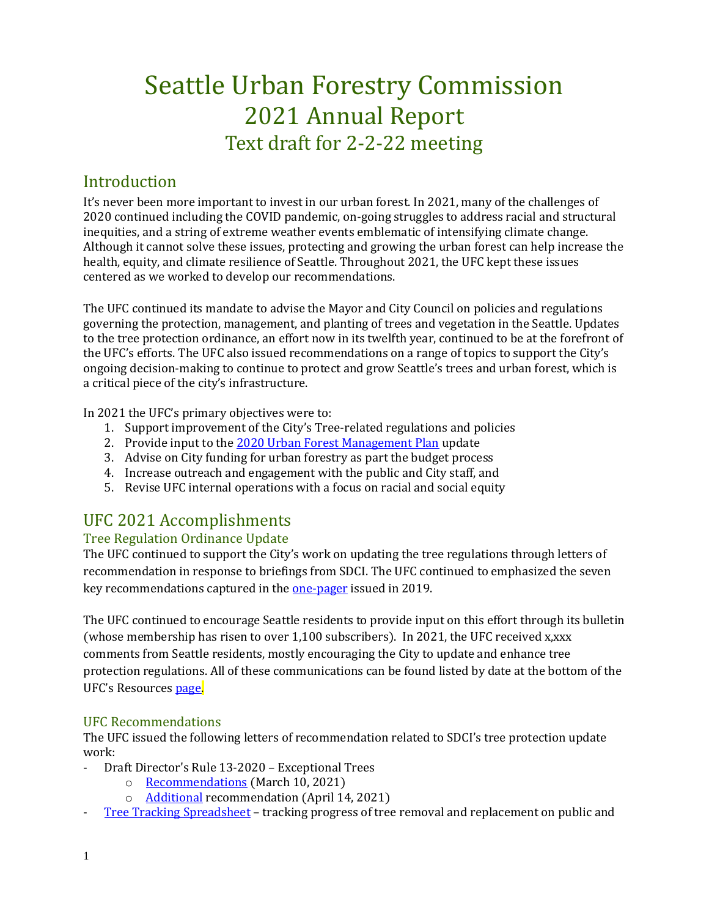# Seattle Urban Forestry Commission
# 2021 Annual Report
## Text draft for 2-2-22 meeting

## Introduction

It's never been more important to invest in our urban forest. In 2021, many of the challenges of 2020 continued including the COVID pandemic, on-going struggles to address racial and structural inequities, and a string of extreme weather events emblematic of intensifying climate change. Although it cannot solve these issues, protecting and growing the urban forest can help increase the health, equity, and climate resilience of Seattle. Throughout 2021, the UFC kept these issues centered as we worked to develop our recommendations.

The UFC continued its mandate to advise the Mayor and City Council on policies and regulations governing the protection, management, and planting of trees and vegetation in the Seattle. Updates to the tree protection ordinance, an effort now in its twelfth year, continued to be at the forefront of the UFC's efforts. The UFC also issued recommendations on a range of topics to support the City's ongoing decision-making to continue to protect and grow Seattle's trees and urban forest, which is a critical piece of the city's infrastructure.

In 2021 the UFC's primary objectives were to:

1. Support improvement of the City's Tree-related regulations and policies
2. Provide input to the 2020 Urban Forest Management Plan update
3. Advise on City funding for urban forestry as part the budget process
4. Increase outreach and engagement with the public and City staff, and
5. Revise UFC internal operations with a focus on racial and social equity

## UFC 2021 Accomplishments

### Tree Regulation Ordinance Update

The UFC continued to support the City's work on updating the tree regulations through letters of recommendation in response to briefings from SDCI. The UFC continued to emphasized the seven key recommendations captured in the one-pager issued in 2019.

The UFC continued to encourage Seattle residents to provide input on this effort through its bulletin (whose membership has risen to over 1,100 subscribers). In 2021, the UFC received x,xxx comments from Seattle residents, mostly encouraging the City to update and enhance tree protection regulations. All of these communications can be found listed by date at the bottom of the UFC's Resources page.

### UFC Recommendations

The UFC issued the following letters of recommendation related to SDCI's tree protection update work:

- Draft Director's Rule 13-2020 – Exceptional Trees
  - Recommendations (March 10, 2021)
  - Additional recommendation (April 14, 2021)
- Tree Tracking Spreadsheet – tracking progress of tree removal and replacement on public and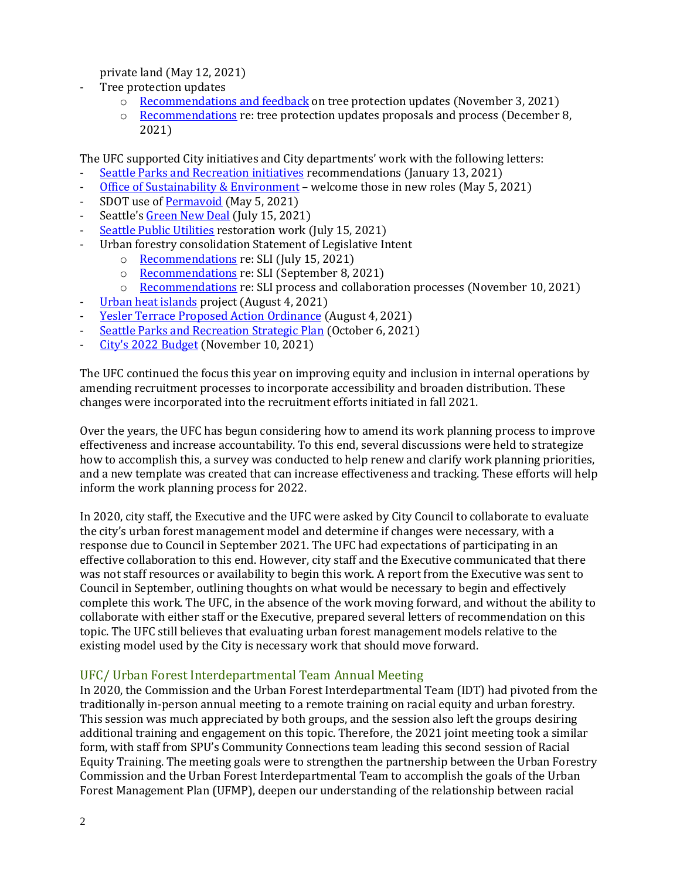private land (May 12, 2021)

- Tree protection updates
    - Recommendations and feedback on tree protection updates (November 3, 2021)
    - Recommendations re: tree protection updates proposals and process (December 8, 2021)

The UFC supported City initiatives and City departments' work with the following letters:

- Seattle Parks and Recreation initiatives recommendations (January 13, 2021)
- Office of Sustainability & Environment – welcome those in new roles (May 5, 2021)
- SDOT use of Permavoid (May 5, 2021)
- Seattle's Green New Deal (July 15, 2021)
- Seattle Public Utilities restoration work (July 15, 2021)
- Urban forestry consolidation Statement of Legislative Intent
    - Recommendations re: SLI (July 15, 2021)
    - Recommendations re: SLI (September 8, 2021)
    - Recommendations re: SLI process and collaboration processes (November 10, 2021)
- Urban heat islands project (August 4, 2021)
- Yesler Terrace Proposed Action Ordinance (August 4, 2021)
- Seattle Parks and Recreation Strategic Plan (October 6, 2021)
- City's 2022 Budget (November 10, 2021)

The UFC continued the focus this year on improving equity and inclusion in internal operations by amending recruitment processes to incorporate accessibility and broaden distribution. These changes were incorporated into the recruitment efforts initiated in fall 2021.

Over the years, the UFC has begun considering how to amend its work planning process to improve effectiveness and increase accountability. To this end, several discussions were held to strategize how to accomplish this, a survey was conducted to help renew and clarify work planning priorities, and a new template was created that can increase effectiveness and tracking. These efforts will help inform the work planning process for 2022.

In 2020, city staff, the Executive and the UFC were asked by City Council to collaborate to evaluate the city's urban forest management model and determine if changes were necessary, with a response due to Council in September 2021. The UFC had expectations of participating in an effective collaboration to this end. However, city staff and the Executive communicated that there was not staff resources or availability to begin this work. A report from the Executive was sent to Council in September, outlining thoughts on what would be necessary to begin and effectively complete this work. The UFC, in the absence of the work moving forward, and without the ability to collaborate with either staff or the Executive, prepared several letters of recommendation on this topic. The UFC still believes that evaluating urban forest management models relative to the existing model used by the City is necessary work that should move forward.

## UFC/ Urban Forest Interdepartmental Team Annual Meeting

In 2020, the Commission and the Urban Forest Interdepartmental Team (IDT) had pivoted from the traditionally in-person annual meeting to a remote training on racial equity and urban forestry. This session was much appreciated by both groups, and the session also left the groups desiring additional training and engagement on this topic. Therefore, the 2021 joint meeting took a similar form, with staff from SPU's Community Connections team leading this second session of Racial Equity Training. The meeting goals were to strengthen the partnership between the Urban Forestry Commission and the Urban Forest Interdepartmental Team to accomplish the goals of the Urban Forest Management Plan (UFMP), deepen our understanding of the relationship between racial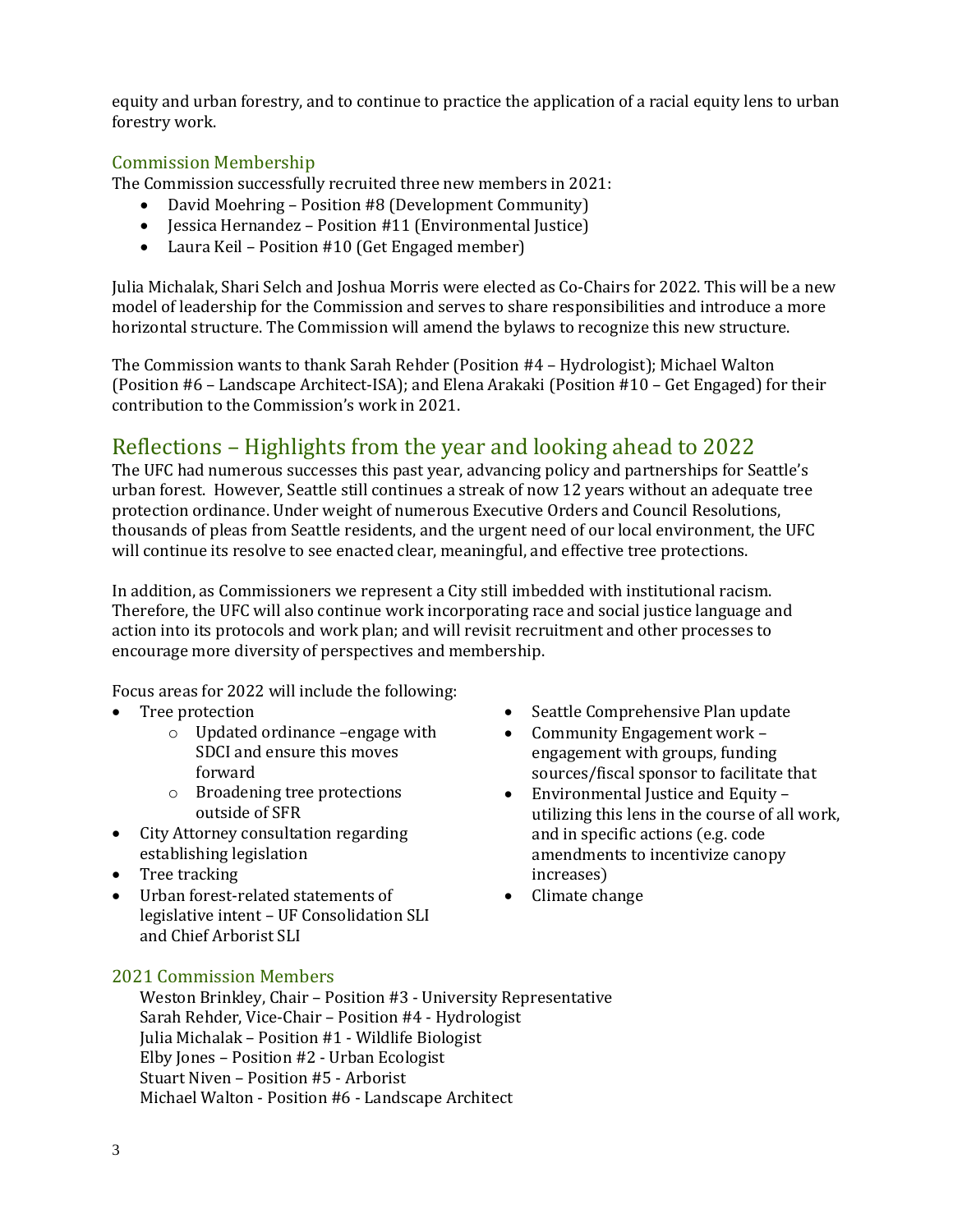equity and urban forestry, and to continue to practice the application of a racial equity lens to urban forestry work.

### Commission Membership

The Commission successfully recruited three new members in 2021:

- David Moehring – Position #8 (Development Community)
- Jessica Hernandez – Position #11 (Environmental Justice)
- Laura Keil – Position #10 (Get Engaged member)

Julia Michalak, Shari Selch and Joshua Morris were elected as Co-Chairs for 2022. This will be a new model of leadership for the Commission and serves to share responsibilities and introduce a more horizontal structure. The Commission will amend the bylaws to recognize this new structure.

The Commission wants to thank Sarah Rehder (Position #4 – Hydrologist); Michael Walton (Position #6 – Landscape Architect-ISA); and Elena Arakaki (Position #10 – Get Engaged) for their contribution to the Commission's work in 2021.

## Reflections – Highlights from the year and looking ahead to 2022

The UFC had numerous successes this past year, advancing policy and partnerships for Seattle's urban forest. However, Seattle still continues a streak of now 12 years without an adequate tree protection ordinance. Under weight of numerous Executive Orders and Council Resolutions, thousands of pleas from Seattle residents, and the urgent need of our local environment, the UFC will continue its resolve to see enacted clear, meaningful, and effective tree protections.

In addition, as Commissioners we represent a City still imbedded with institutional racism. Therefore, the UFC will also continue work incorporating race and social justice language and action into its protocols and work plan; and will revisit recruitment and other processes to encourage more diversity of perspectives and membership.

Focus areas for 2022 will include the following:

- Tree protection
    - Updated ordinance –engage with SDCI and ensure this moves forward
    - Broadening tree protections outside of SFR
- City Attorney consultation regarding establishing legislation
- Tree tracking
- Urban forest-related statements of legislative intent – UF Consolidation SLI and Chief Arborist SLI
- Seattle Comprehensive Plan update
- Community Engagement work – engagement with groups, funding sources/fiscal sponsor to facilitate that
- Environmental Justice and Equity – utilizing this lens in the course of all work, and in specific actions (e.g. code amendments to incentivize canopy increases)
- Climate change

### 2021 Commission Members

Weston Brinkley, Chair – Position #3 - University Representative
Sarah Rehder, Vice-Chair – Position #4 - Hydrologist
Julia Michalak – Position #1 - Wildlife Biologist
Elby Jones – Position #2 - Urban Ecologist
Stuart Niven – Position #5 - Arborist
Michael Walton - Position #6 - Landscape Architect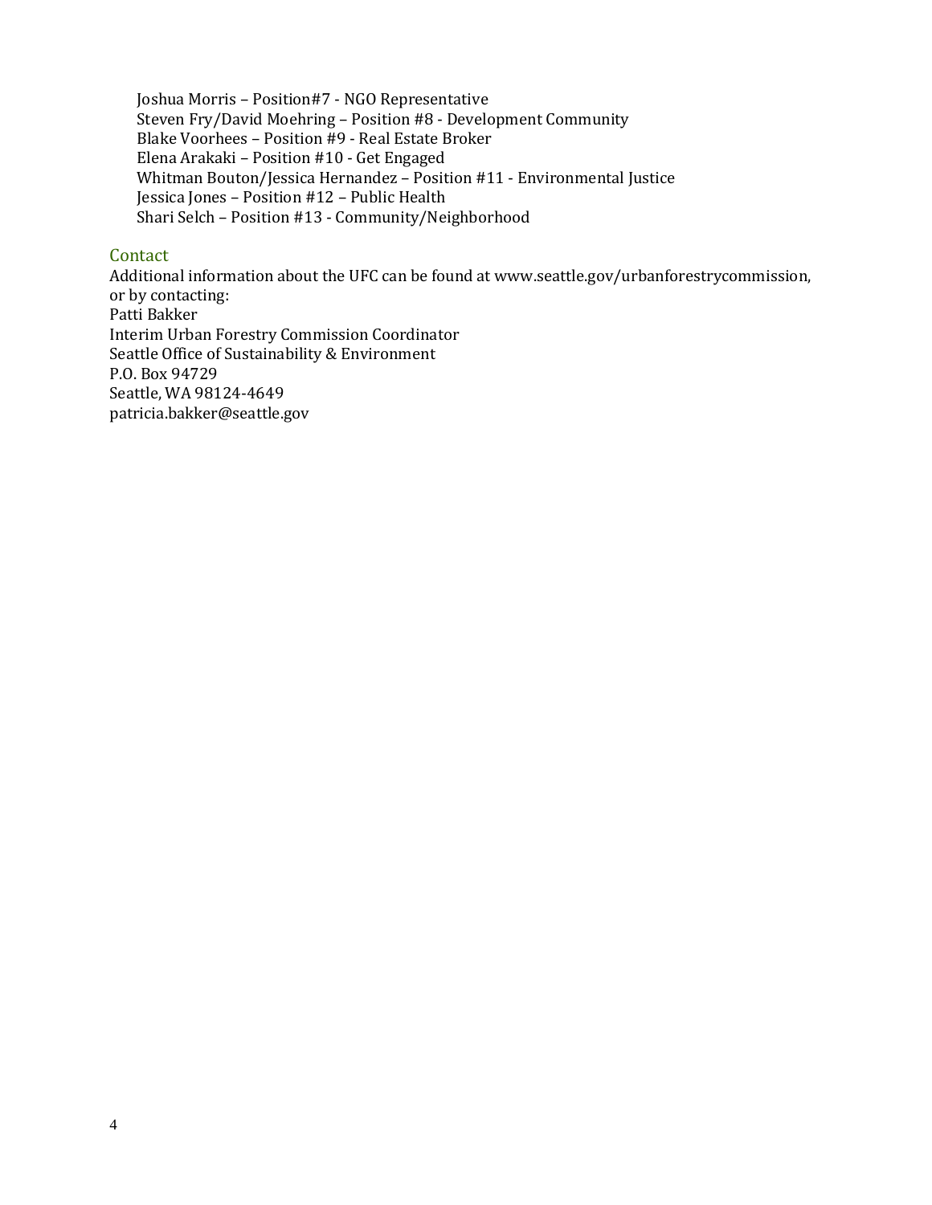Joshua Morris – Position#7 - NGO Representative
Steven Fry/David Moehring – Position #8 - Development Community
Blake Voorhees – Position #9 - Real Estate Broker
Elena Arakaki – Position #10 - Get Engaged
Whitman Bouton/Jessica Hernandez – Position #11 - Environmental Justice
Jessica Jones – Position #12 – Public Health
Shari Selch – Position #13 - Community/Neighborhood

## Contact

Additional information about the UFC can be found at www.seattle.gov/urbanforestrycommission, or by contacting:
Patti Bakker
Interim Urban Forestry Commission Coordinator
Seattle Office of Sustainability & Environment
P.O. Box 94729
Seattle, WA 98124-4649
patricia.bakker@seattle.gov